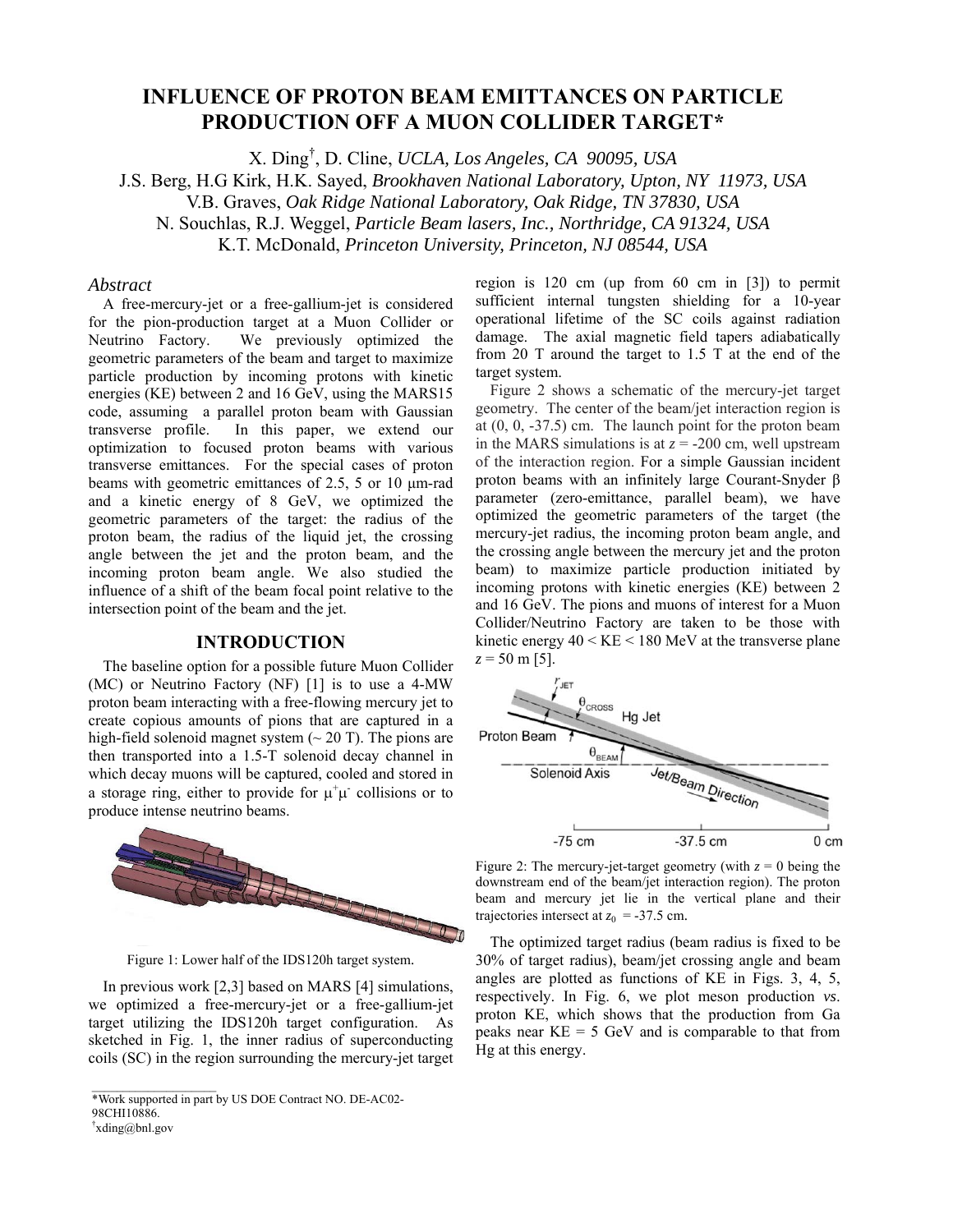# INFLUENCE OF PROTON BEAM EMITTANCES ON PARTICLE PRODUCTION OFF A MUON COLLIDER TARGET*

X. Ding[†], D. Cline, *UCLA, Los Angeles, CA 90095, USA*
J.S. Berg, H.G Kirk, H.K. Sayed, *Brookhaven National Laboratory, Upton, NY 11973, USA*
V.B. Graves, *Oak Ridge National Laboratory, Oak Ridge, TN 37830, USA*
N. Souchlas, R.J. Weggel, *Particle Beam lasers, Inc., Northridge, CA 91324, USA*
K.T. McDonald, *Princeton University, Princeton, NJ 08544, USA*

## *Abstract*

A free-mercury-jet or a free-gallium-jet is considered for the pion-production target at a Muon Collider or Neutrino Factory. We previously optimized the geometric parameters of the beam and target to maximize particle production by incoming protons with kinetic energies (KE) between 2 and 16 GeV, using the MARS15 code, assuming a parallel proton beam with Gaussian transverse profile. In this paper, we extend our optimization to focused proton beams with various transverse emittances. For the special cases of proton beams with geometric emittances of 2.5, 5 or 10 μm-rad and a kinetic energy of 8 GeV, we optimized the geometric parameters of the target: the radius of the proton beam, the radius of the liquid jet, the crossing angle between the jet and the proton beam, and the incoming proton beam angle. We also studied the influence of a shift of the beam focal point relative to the intersection point of the beam and the jet.

## INTRODUCTION

The baseline option for a possible future Muon Collider (MC) or Neutrino Factory (NF) [1] is to use a 4-MW proton beam interacting with a free-flowing mercury jet to create copious amounts of pions that are captured in a high-field solenoid magnet system (~ 20 T). The pions are then transported into a 1.5-T solenoid decay channel in which decay muons will be captured, cooled and stored in a storage ring, either to provide for $\mu^+\mu^-$ collisions or to produce intense neutrino beams.

Figure 1: Lower half of the IDS120h target system.

In previous work [2,3] based on MARS [4] simulations, we optimized a free-mercury-jet or a free-gallium-jet target utilizing the IDS120h target configuration. As sketched in Fig. 1, the inner radius of superconducting coils (SC) in the region surrounding the mercury-jet target region is 120 cm (up from 60 cm in [3]) to permit sufficient internal tungsten shielding for a 10-year operational lifetime of the SC coils against radiation damage. The axial magnetic field tapers adiabatically from 20 T around the target to 1.5 T at the end of the target system.

Figure 2 shows a schematic of the mercury-jet target geometry. The center of the beam/jet interaction region is at (0, 0, -37.5) cm. The launch point for the proton beam in the MARS simulations is at $z$ = -200 cm, well upstream of the interaction region. For a simple Gaussian incident proton beams with an infinitely large Courant-Snyder β parameter (zero-emittance, parallel beam), we have optimized the geometric parameters of the target (the mercury-jet radius, the incoming proton beam angle, and the crossing angle between the mercury jet and the proton beam) to maximize particle production initiated by incoming protons with kinetic energies (KE) between 2 and 16 GeV. The pions and muons of interest for a Muon Collider/Neutrino Factory are taken to be those with kinetic energy 40 < KE < 180 MeV at the transverse plane $z$ = 50 m [5].

Figure 2: The mercury-jet-target geometry (with $z$ = 0 being the downstream end of the beam/jet interaction region). The proton beam and mercury jet lie in the vertical plane and their trajectories intersect at $z_0$ = -37.5 cm.

The optimized target radius (beam radius is fixed to be 30% of target radius), beam/jet crossing angle and beam angles are plotted as functions of KE in Figs. 3, 4, 5, respectively. In Fig. 6, we plot meson production *vs*. proton KE, which shows that the production from Ga peaks near KE = 5 GeV and is comparable to that from Hg at this energy.

*Work supported in part by US DOE Contract NO. DE-AC02-98CHI10886.
[†]xding@bnl.gov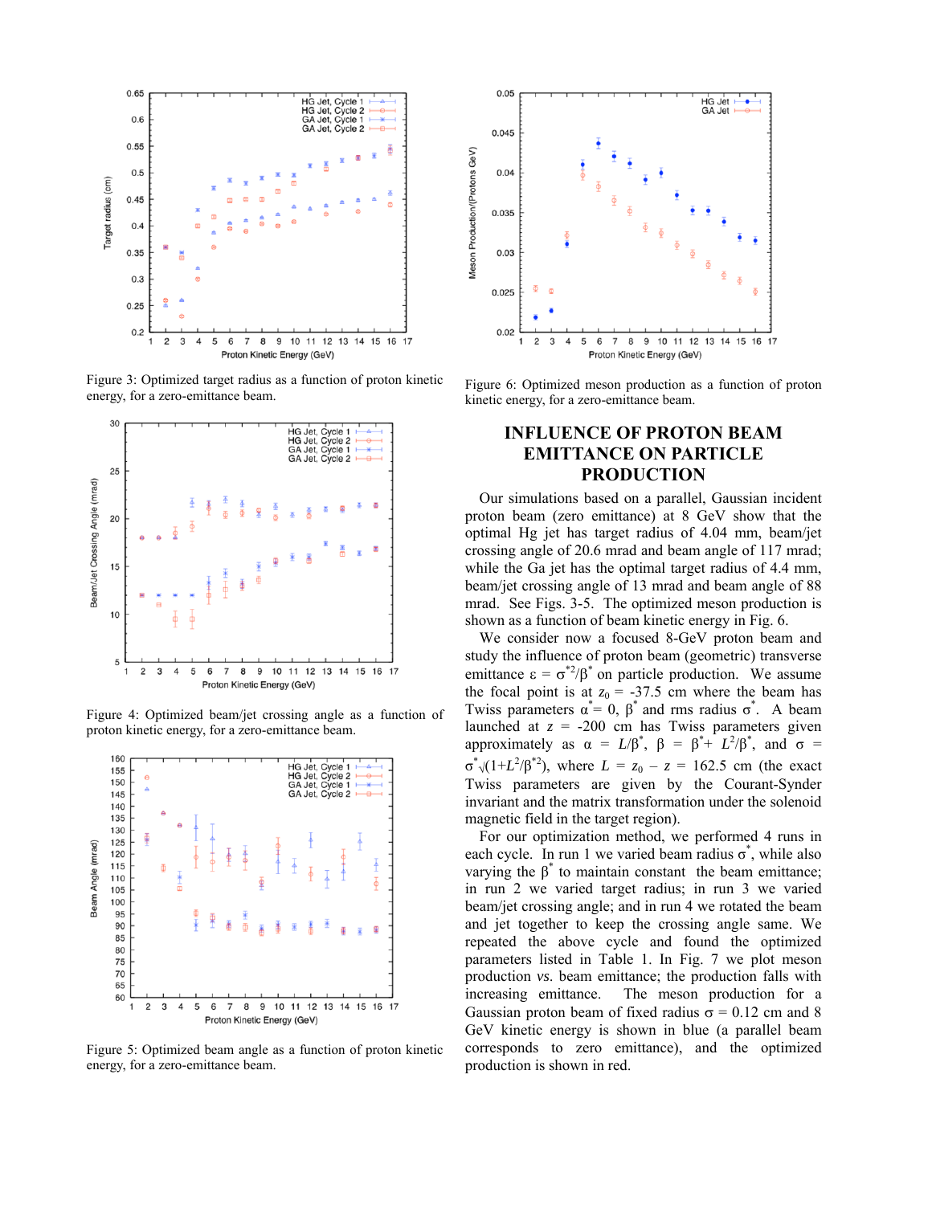Figure 3: Optimized target radius as a function of proton kinetic energy, for a zero-emittance beam.

Figure 4: Optimized beam/jet crossing angle as a function of proton kinetic energy, for a zero-emittance beam.

Figure 5: Optimized beam angle as a function of proton kinetic energy, for a zero-emittance beam.

Figure 6: Optimized meson production as a function of proton kinetic energy, for a zero-emittance beam.

## INFLUENCE OF PROTON BEAM EMITTANCE ON PARTICLE PRODUCTION

Our simulations based on a parallel, Gaussian incident proton beam (zero emittance) at 8 GeV show that the optimal Hg jet has target radius of 4.04 mm, beam/jet crossing angle of 20.6 mrad and beam angle of 117 mrad; while the Ga jet has the optimal target radius of 4.4 mm, beam/jet crossing angle of 13 mrad and beam angle of 88 mrad. See Figs. 3-5. The optimized meson production is shown as a function of beam kinetic energy in Fig. 6.

We consider now a focused 8-GeV proton beam and study the influence of proton beam (geometric) transverse emittance $\varepsilon = \sigma^{*2}/\beta^{*}$ on particle production. We assume the focal point is at $z_0$ = -37.5 cm where the beam has Twiss parameters $\alpha^{*} = 0$, $\beta^{*}$ and rms radius $\sigma^{*}$. A beam launched at $z$ = -200 cm has Twiss parameters given approximately as $\alpha = L/\beta^{*}$, $\beta = \beta^{*} + L^2/\beta^{*}$, and $\sigma = \sigma^{*}\sqrt{(1+L^2/\beta^{*2})}$, where $L = z_0 - z$ = 162.5 cm (the exact Twiss parameters are given by the Courant-Synder invariant and the matrix transformation under the solenoid magnetic field in the target region).

For our optimization method, we performed 4 runs in each cycle. In run 1 we varied beam radius $\sigma^{*}$, while also varying the $\beta^{*}$ to maintain constant the beam emittance; in run 2 we varied target radius; in run 3 we varied beam/jet crossing angle; and in run 4 we rotated the beam and jet together to keep the crossing angle same. We repeated the above cycle and found the optimized parameters listed in Table 1. In Fig. 7 we plot meson production *vs.* beam emittance; the production falls with increasing emittance. The meson production for a Gaussian proton beam of fixed radius $\sigma$ = 0.12 cm and 8 GeV kinetic energy is shown in blue (a parallel beam corresponds to zero emittance), and the optimized production is shown in red.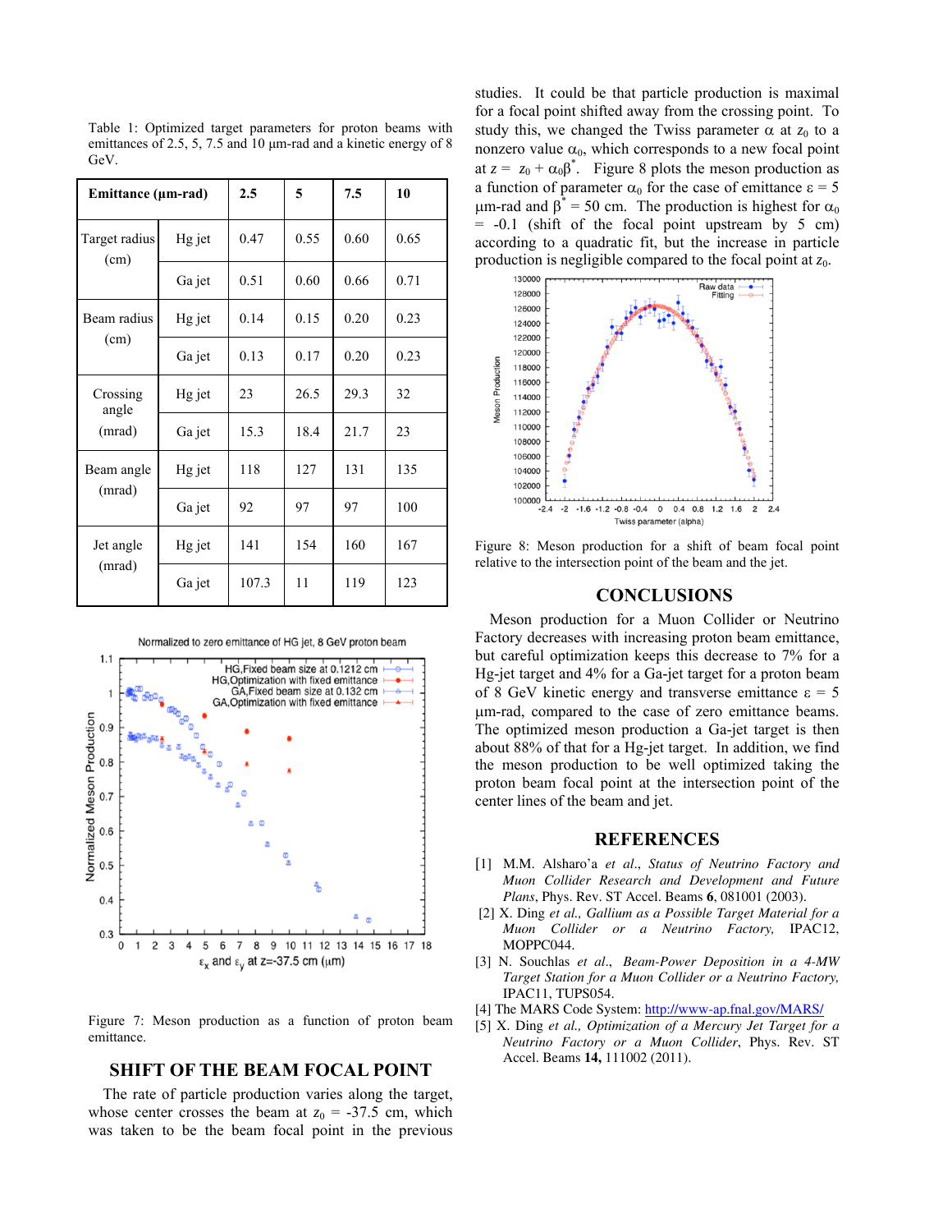Table 1: Optimized target parameters for proton beams with emittances of 2.5, 5, 7.5 and 10 μm-rad and a kinetic energy of 8 GeV.

| Emittance (μm-rad) | | 2.5 | 5 | 7.5 | 10 |
|---|---|---|---|---|---|
| Target radius (cm) | Hg jet | 0.47 | 0.55 | 0.60 | 0.65 |
| | Ga jet | 0.51 | 0.60 | 0.66 | 0.71 |
| Beam radius (cm) | Hg jet | 0.14 | 0.15 | 0.20 | 0.23 |
| | Ga jet | 0.13 | 0.17 | 0.20 | 0.23 |
| Crossing angle (mrad) | Hg jet | 23 | 26.5 | 29.3 | 32 |
| | Ga jet | 15.3 | 18.4 | 21.7 | 23 |
| Beam angle (mrad) | Hg jet | 118 | 127 | 131 | 135 |
| | Ga jet | 92 | 97 | 97 | 100 |
| Jet angle (mrad) | Hg jet | 141 | 154 | 160 | 167 |
| | Ga jet | 107.3 | 11 | 119 | 123 |

Normalized to zero emittance of HG jet, 8 GeV proton beam

HG,Fixed beam size at 0.1212 cm
HG,Optimization with fixed emittance
GA,Fixed beam size at 0.132 cm
GA,Optimization with fixed emittance

Normalized Meson Production

$\varepsilon_x$ and $\varepsilon_y$ at z=-37.5 cm (μm)

Figure 7: Meson production as a function of proton beam emittance.

## SHIFT OF THE BEAM FOCAL POINT

The rate of particle production varies along the target, whose center crosses the beam at $z_0$ = -37.5 cm, which was taken to be the beam focal point in the previous studies. It could be that particle production is maximal for a focal point shifted away from the crossing point. To study this, we changed the Twiss parameter $\alpha$ at $z_0$ to a nonzero value $\alpha_0$, which corresponds to a new focal point at $z = z_0 + \alpha_0\beta^*$. Figure 8 plots the meson production as a function of parameter $\alpha_0$ for the case of emittance $\varepsilon = 5$ μm-rad and $\beta^* = 50$ cm. The production is highest for $\alpha_0 = -0.1$ (shift of the focal point upstream by 5 cm) according to a quadratic fit, but the increase in particle production is negligible compared to the focal point at $z_0$.

Raw data
Fitting

Meson Production

Twiss parameter (alpha)

Figure 8: Meson production for a shift of beam focal point relative to the intersection point of the beam and the jet.

## CONCLUSIONS

Meson production for a Muon Collider or Neutrino Factory decreases with increasing proton beam emittance, but careful optimization keeps this decrease to 7% for a Hg-jet target and 4% for a Ga-jet target for a proton beam of 8 GeV kinetic energy and transverse emittance $\varepsilon = 5$ μm-rad, compared to the case of zero emittance beams. The optimized meson production a Ga-jet target is then about 88% of that for a Hg-jet target. In addition, we find the meson production to be well optimized taking the proton beam focal point at the intersection point of the center lines of the beam and jet.

## REFERENCES

[1] M.M. Alsharo'a *et al.*, *Status of Neutrino Factory and Muon Collider Research and Development and Future Plans*, Phys. Rev. ST Accel. Beams **6**, 081001 (2003).

[2] X. Ding *et al., Gallium as a Possible Target Material for a Muon Collider or a Neutrino Factory,* IPAC12, MOPPC044.

[3] N. Souchlas *et al*., *Beam-Power Deposition in a 4-MW Target Station for a Muon Collider or a Neutrino Factory,* IPAC11, TUPS054.

[4] The MARS Code System: http://www-ap.fnal.gov/MARS/

[5] X. Ding *et al., Optimization of a Mercury Jet Target for a Neutrino Factory or a Muon Collider*, Phys. Rev. ST Accel. Beams **14,** 111002 (2011).